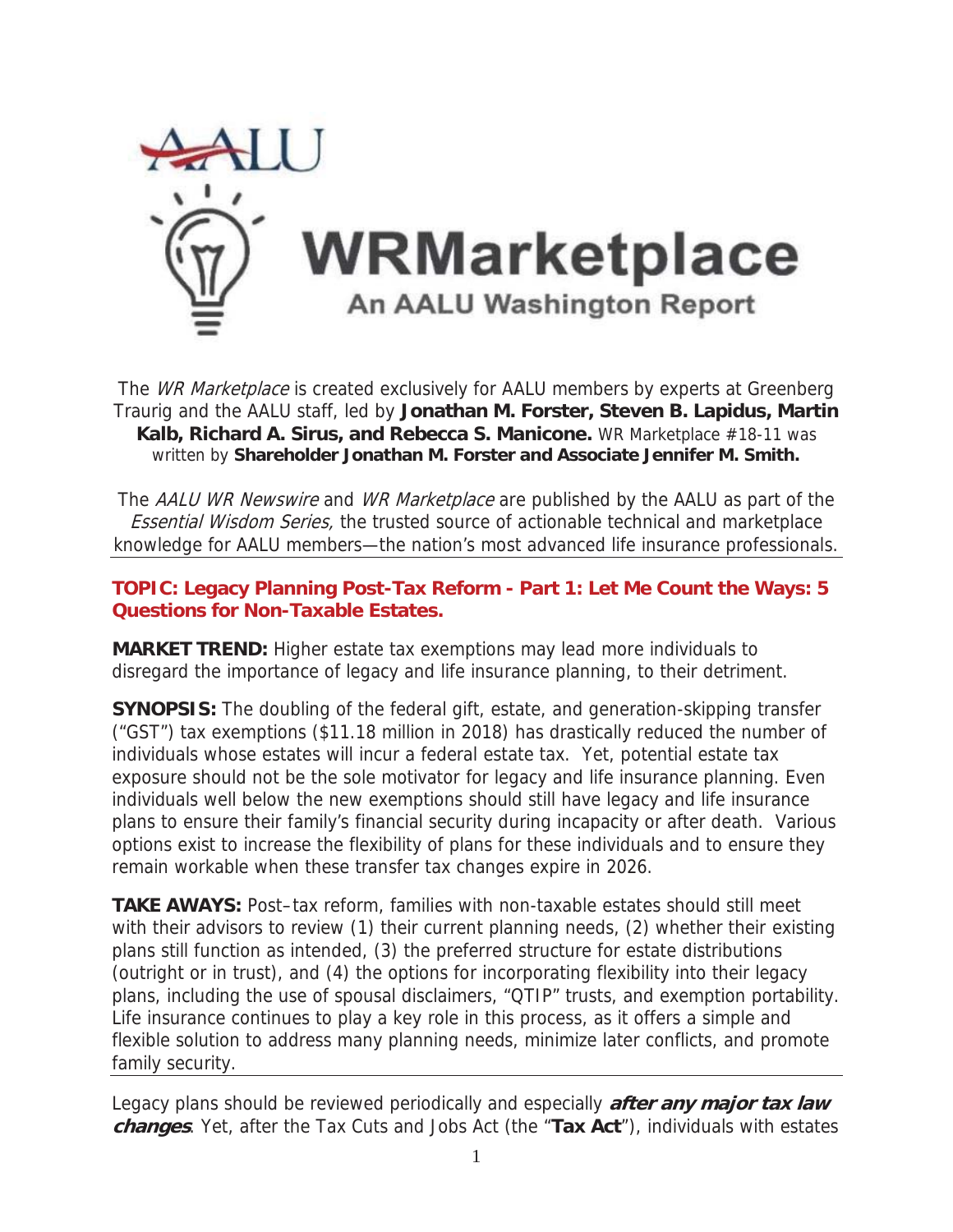# AALU

# WRMarketplace

## An AALU Washington Report

The *WR Marketplace* is created exclusively for AALU members by experts at Greenberg Traurig and the AALU staff, led by **Jonathan M. Forster, Steven B. Lapidus, Martin Kalb, Richard A. Sirus, and Rebecca S. Manicone.** WR Marketplace #18-11 was written by **Shareholder Jonathan M. Forster and Associate Jennifer M. Smith.**

The *AALU WR Newswire* and *WR Marketplace* are published by the AALU as part of the *Essential Wisdom Series,* the trusted source of actionable technical and marketplace knowledge for AALU members—the nation's most advanced life insurance professionals.

---

**TOPIC: Legacy Planning Post-Tax Reform - Part 1: Let Me Count the Ways: 5 Questions for Non-Taxable Estates.**

**MARKET TREND:** Higher estate tax exemptions may lead more individuals to disregard the importance of legacy and life insurance planning, to their detriment.

**SYNOPSIS:** The doubling of the federal gift, estate, and generation-skipping transfer ("GST") tax exemptions ($11.18 million in 2018) has drastically reduced the number of individuals whose estates will incur a federal estate tax. Yet, potential estate tax exposure should not be the sole motivator for legacy and life insurance planning. Even individuals well below the new exemptions should still have legacy and life insurance plans to ensure their family's financial security during incapacity or after death. Various options exist to increase the flexibility of plans for these individuals and to ensure they remain workable when these transfer tax changes expire in 2026.

**TAKE AWAYS:** Post–tax reform, families with non-taxable estates should still meet with their advisors to review (1) their current planning needs, (2) whether their existing plans still function as intended, (3) the preferred structure for estate distributions (outright or in trust), and (4) the options for incorporating flexibility into their legacy plans, including the use of spousal disclaimers, "QTIP" trusts, and exemption portability. Life insurance continues to play a key role in this process, as it offers a simple and flexible solution to address many planning needs, minimize later conflicts, and promote family security.

---

Legacy plans should be reviewed periodically and especially ***after any major tax law changes***. Yet, after the Tax Cuts and Jobs Act (the "**Tax Act**"), individuals with estates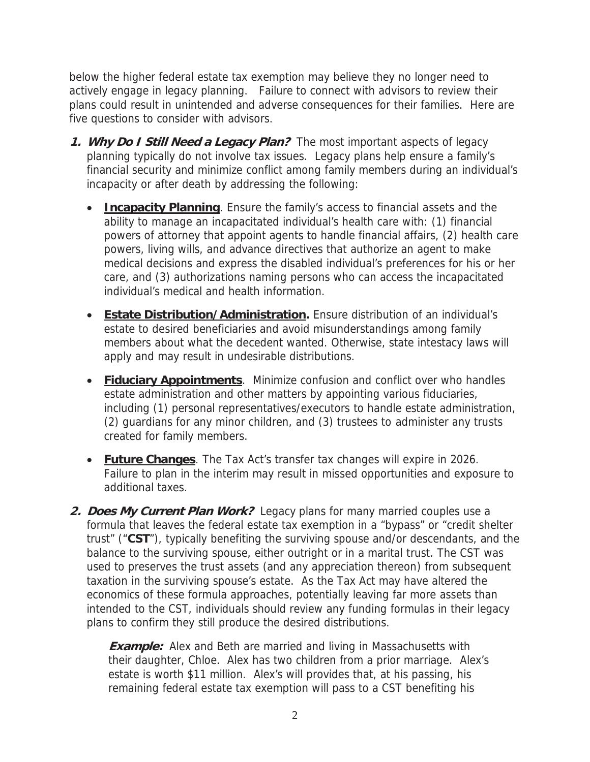below the higher federal estate tax exemption may believe they no longer need to actively engage in legacy planning. Failure to connect with advisors to review their plans could result in unintended and adverse consequences for their families. Here are five questions to consider with advisors.

1. ***Why Do I Still Need a Legacy Plan?*** The most important aspects of legacy planning typically do not involve tax issues. Legacy plans help ensure a family's financial security and minimize conflict among family members during an individual's incapacity or after death by addressing the following:

   - **Incapacity Planning**. Ensure the family's access to financial assets and the ability to manage an incapacitated individual's health care with: (1) financial powers of attorney that appoint agents to handle financial affairs, (2) health care powers, living wills, and advance directives that authorize an agent to make medical decisions and express the disabled individual's preferences for his or her care, and (3) authorizations naming persons who can access the incapacitated individual's medical and health information.

   - **Estate Distribution/Administration.** Ensure distribution of an individual's estate to desired beneficiaries and avoid misunderstandings among family members about what the decedent wanted. Otherwise, state intestacy laws will apply and may result in undesirable distributions.

   - **Fiduciary Appointments**. Minimize confusion and conflict over who handles estate administration and other matters by appointing various fiduciaries, including (1) personal representatives/executors to handle estate administration, (2) guardians for any minor children, and (3) trustees to administer any trusts created for family members.

   - **Future Changes**. The Tax Act's transfer tax changes will expire in 2026. Failure to plan in the interim may result in missed opportunities and exposure to additional taxes.

2. ***Does My Current Plan Work?*** Legacy plans for many married couples use a formula that leaves the federal estate tax exemption in a "bypass" or "credit shelter trust" ("**CST**"), typically benefiting the surviving spouse and/or descendants, and the balance to the surviving spouse, either outright or in a marital trust. The CST was used to preserves the trust assets (and any appreciation thereon) from subsequent taxation in the surviving spouse's estate. As the Tax Act may have altered the economics of these formula approaches, potentially leaving far more assets than intended to the CST, individuals should review any funding formulas in their legacy plans to confirm they still produce the desired distributions.

   ***Example:*** Alex and Beth are married and living in Massachusetts with their daughter, Chloe. Alex has two children from a prior marriage. Alex's estate is worth $11 million. Alex's will provides that, at his passing, his remaining federal estate tax exemption will pass to a CST benefiting his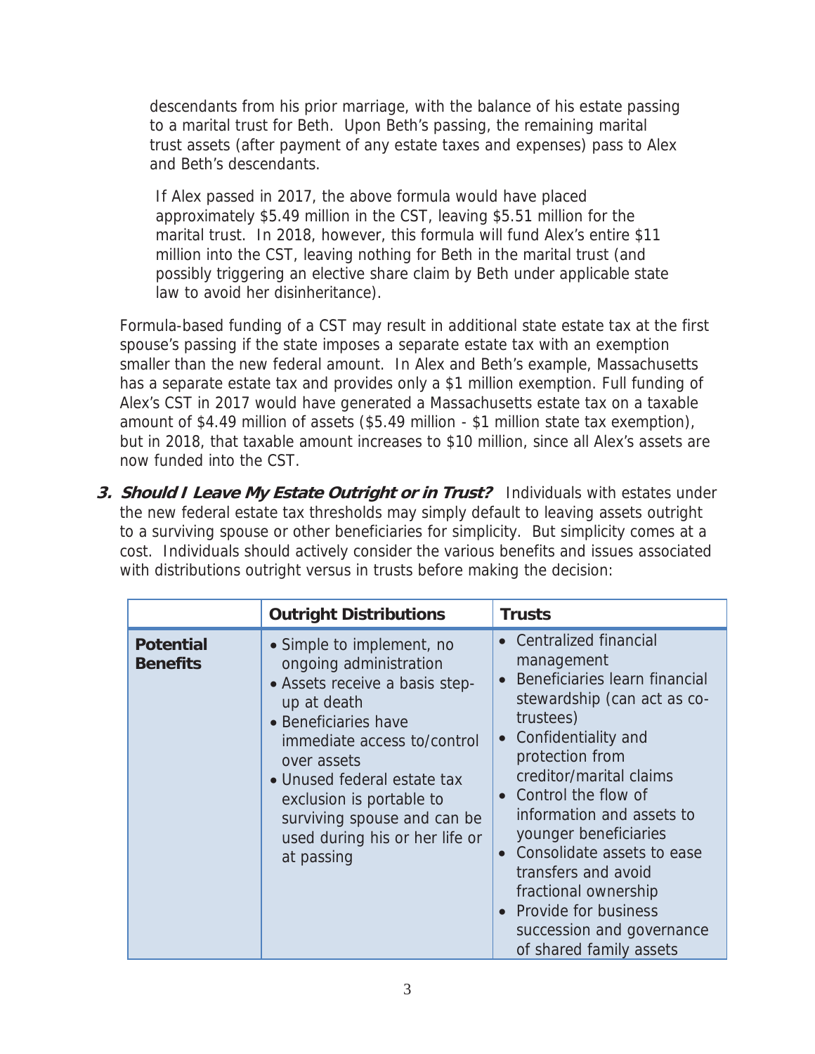descendants from his prior marriage, with the balance of his estate passing to a marital trust for Beth. Upon Beth's passing, the remaining marital trust assets (after payment of any estate taxes and expenses) pass to Alex and Beth's descendants.

If Alex passed in 2017, the above formula would have placed approximately $5.49 million in the CST, leaving $5.51 million for the marital trust. In 2018, however, this formula will fund Alex's entire $11 million into the CST, leaving nothing for Beth in the marital trust (and possibly triggering an elective share claim by Beth under applicable state law to avoid her disinheritance).

Formula-based funding of a CST may result in additional state estate tax at the first spouse's passing if the state imposes a separate estate tax with an exemption smaller than the new federal amount. In Alex and Beth's example, Massachusetts has a separate estate tax and provides only a $1 million exemption. Full funding of Alex's CST in 2017 would have generated a Massachusetts estate tax on a taxable amount of $4.49 million of assets ($5.49 million - $1 million state tax exemption), but in 2018, that taxable amount increases to $10 million, since all Alex's assets are now funded into the CST.

3. ***Should I Leave My Estate Outright or in Trust?*** Individuals with estates under the new federal estate tax thresholds may simply default to leaving assets outright to a surviving spouse or other beneficiaries for simplicity. But simplicity comes at a cost. Individuals should actively consider the various benefits and issues associated with distributions outright versus in trusts before making the decision:

| | **Outright Distributions** | **Trusts** |
|---|---|---|
| **Potential Benefits** | • Simple to implement, no ongoing administration<br>• Assets receive a basis step-up at death<br>• Beneficiaries have immediate access to/control over assets<br>• Unused federal estate tax exclusion is portable to surviving spouse and can be used during his or her life or at passing | • Centralized financial management<br>• Beneficiaries learn financial stewardship (can act as co-trustees)<br>• Confidentiality and protection from creditor/marital claims<br>• Control the flow of information and assets to younger beneficiaries<br>• Consolidate assets to ease transfers and avoid fractional ownership<br>• Provide for business succession and governance of shared family assets |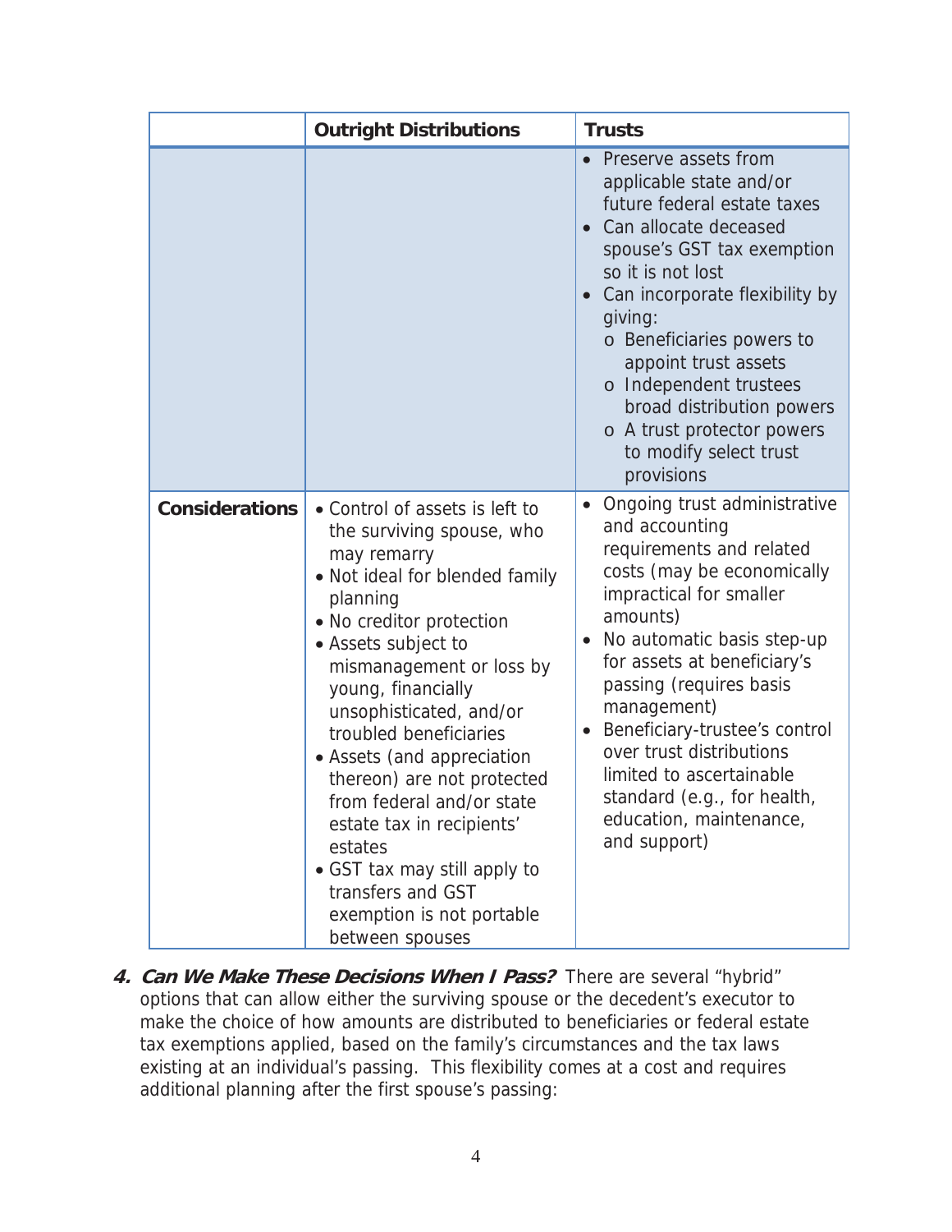| | Outright Distributions | Trusts |
|---|---|---|
| | | • Preserve assets from applicable state and/or future federal estate taxes<br>• Can allocate deceased spouse's GST tax exemption so it is not lost<br>• Can incorporate flexibility by giving:<br>&nbsp;&nbsp;o Beneficiaries powers to appoint trust assets<br>&nbsp;&nbsp;o Independent trustees broad distribution powers<br>&nbsp;&nbsp;o A trust protector powers to modify select trust provisions |
| **Considerations** | • Control of assets is left to the surviving spouse, who may remarry<br>• Not ideal for blended family planning<br>• No creditor protection<br>• Assets subject to mismanagement or loss by young, financially unsophisticated, and/or troubled beneficiaries<br>• Assets (and appreciation thereon) are not protected from federal and/or state estate tax in recipients' estates<br>• GST tax may still apply to transfers and GST exemption is not portable between spouses | • Ongoing trust administrative and accounting requirements and related costs (may be economically impractical for smaller amounts)<br>• No automatic basis step-up for assets at beneficiary's passing (requires basis management)<br>• Beneficiary-trustee's control over trust distributions limited to ascertainable standard (e.g., for health, education, maintenance, and support) |

4. ***Can We Make These Decisions When I Pass?*** There are several "hybrid" options that can allow either the surviving spouse or the decedent's executor to make the choice of how amounts are distributed to beneficiaries or federal estate tax exemptions applied, based on the family's circumstances and the tax laws existing at an individual's passing. This flexibility comes at a cost and requires additional planning after the first spouse's passing: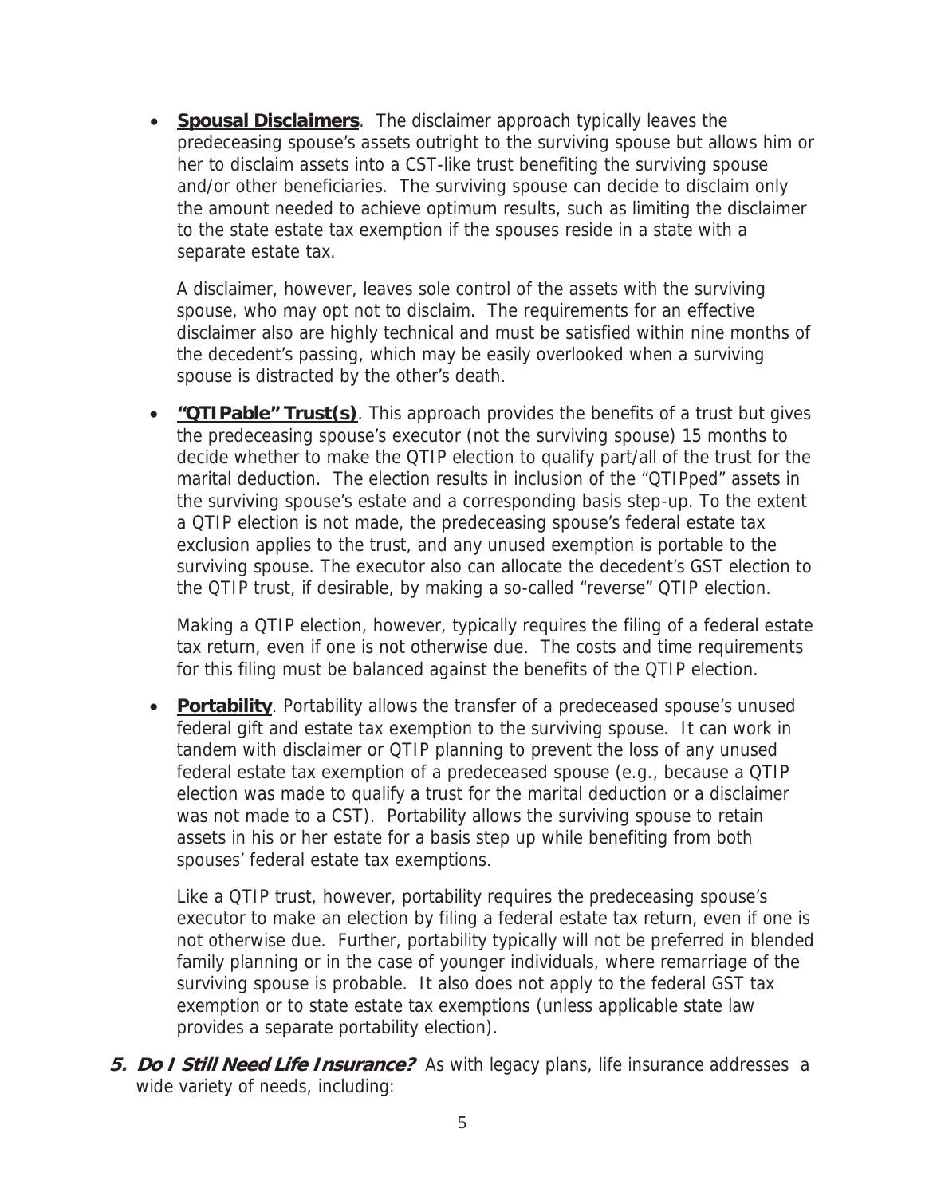- **Spousal Disclaimers**. The disclaimer approach typically leaves the predeceasing spouse's assets outright to the surviving spouse but allows him or her to disclaim assets into a CST-like trust benefiting the surviving spouse and/or other beneficiaries. The surviving spouse can decide to disclaim only the amount needed to achieve optimum results, such as limiting the disclaimer to the state estate tax exemption if the spouses reside in a state with a separate estate tax.

  A disclaimer, however, leaves sole control of the assets with the surviving spouse, who may opt not to disclaim. The requirements for an effective disclaimer also are highly technical and must be satisfied within nine months of the decedent's passing, which may be easily overlooked when a surviving spouse is distracted by the other's death.

- **"QTIPable" Trust(s)**. This approach provides the benefits of a trust but gives the predeceasing spouse's executor (not the surviving spouse) 15 months to decide whether to make the QTIP election to qualify part/all of the trust for the marital deduction. The election results in inclusion of the "QTIPped" assets in the surviving spouse's estate and a corresponding basis step-up. To the extent a QTIP election is not made, the predeceasing spouse's federal estate tax exclusion applies to the trust, and any unused exemption is portable to the surviving spouse. The executor also can allocate the decedent's GST election to the QTIP trust, if desirable, by making a so-called "reverse" QTIP election.

  Making a QTIP election, however, typically requires the filing of a federal estate tax return, even if one is not otherwise due. The costs and time requirements for this filing must be balanced against the benefits of the QTIP election.

- **Portability**. Portability allows the transfer of a predeceased spouse's unused federal gift and estate tax exemption to the surviving spouse. It can work in tandem with disclaimer or QTIP planning to prevent the loss of any unused federal estate tax exemption of a predeceased spouse (e.g., because a QTIP election was made to qualify a trust for the marital deduction or a disclaimer was not made to a CST). Portability allows the surviving spouse to retain assets in his or her estate for a basis step up while benefiting from both spouses' federal estate tax exemptions.

  Like a QTIP trust, however, portability requires the predeceasing spouse's executor to make an election by filing a federal estate tax return, even if one is not otherwise due. Further, portability typically will not be preferred in blended family planning or in the case of younger individuals, where remarriage of the surviving spouse is probable. It also does not apply to the federal GST tax exemption or to state estate tax exemptions (unless applicable state law provides a separate portability election).

5. ***Do I Still Need Life Insurance?*** As with legacy plans, life insurance addresses a wide variety of needs, including: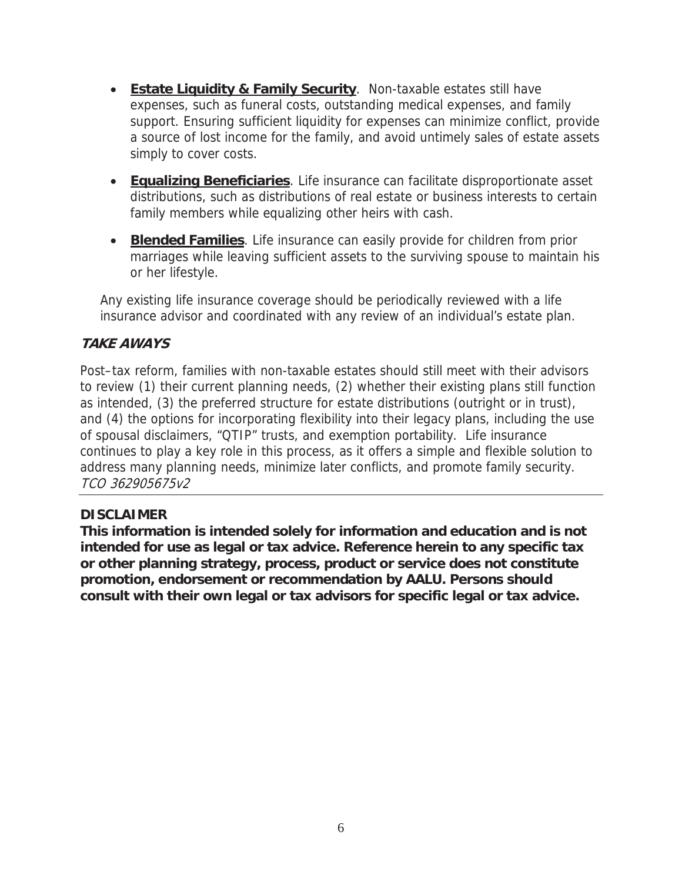- **Estate Liquidity & Family Security**. Non-taxable estates still have expenses, such as funeral costs, outstanding medical expenses, and family support. Ensuring sufficient liquidity for expenses can minimize conflict, provide a source of lost income for the family, and avoid untimely sales of estate assets simply to cover costs.
- **Equalizing Beneficiaries**. Life insurance can facilitate disproportionate asset distributions, such as distributions of real estate or business interests to certain family members while equalizing other heirs with cash.
- **Blended Families**. Life insurance can easily provide for children from prior marriages while leaving sufficient assets to the surviving spouse to maintain his or her lifestyle.

Any existing life insurance coverage should be periodically reviewed with a life insurance advisor and coordinated with any review of an individual's estate plan.

## *TAKE AWAYS*

Post–tax reform, families with non-taxable estates should still meet with their advisors to review (1) their current planning needs, (2) whether their existing plans still function as intended, (3) the preferred structure for estate distributions (outright or in trust), and (4) the options for incorporating flexibility into their legacy plans, including the use of spousal disclaimers, "QTIP" trusts, and exemption portability. Life insurance continues to play a key role in this process, as it offers a simple and flexible solution to address many planning needs, minimize later conflicts, and promote family security.
*TCO 362905675v2*

---

**DISCLAIMER**
**This information is intended solely for information and education and is not intended for use as legal or tax advice. Reference herein to any specific tax or other planning strategy, process, product or service does not constitute promotion, endorsement or recommendation by AALU. Persons should consult with their own legal or tax advisors for specific legal or tax advice.**